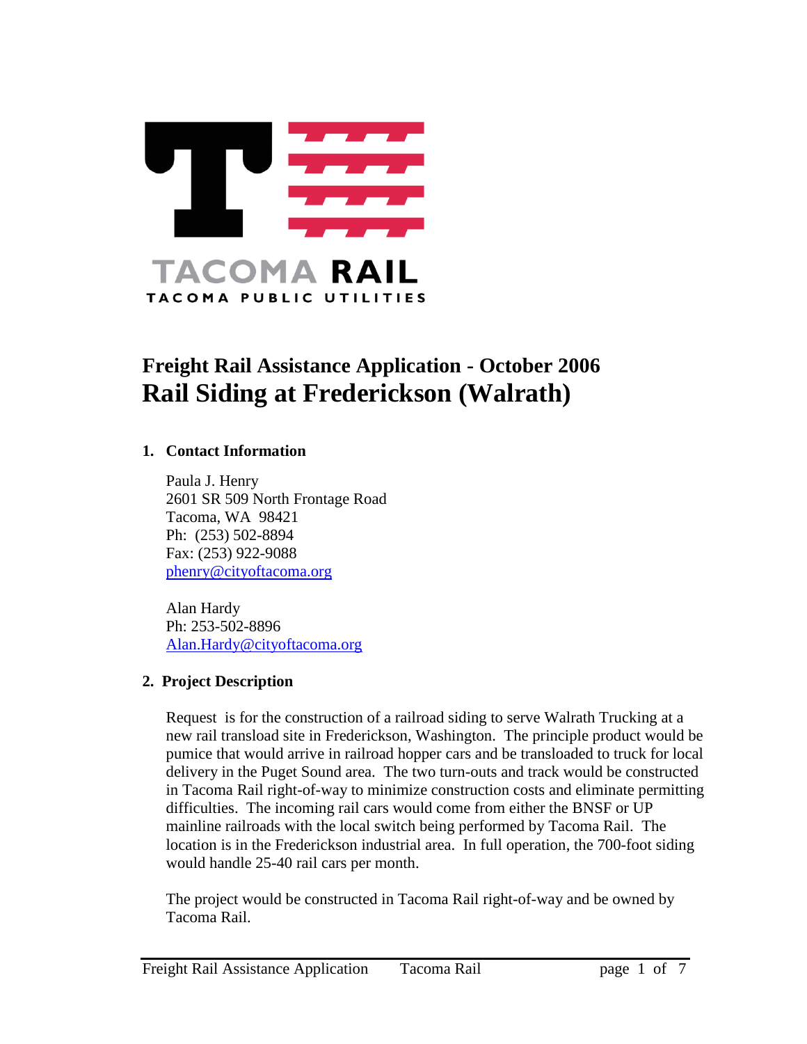TACOMA RAIL

TACOMA PUBLIC UTILITIES

# Freight Rail Assistance Application - October 2006

# Rail Siding at Frederickson (Walrath)

### 1. Contact Information

Paula J. Henry
2601 SR 509 North Frontage Road
Tacoma, WA 98421
Ph: (253) 502-8894
Fax: (253) 922-9088
phenry@cityoftacoma.org

Alan Hardy
Ph: 253-502-8896
Alan.Hardy@cityoftacoma.org

### 2. Project Description

Request is for the construction of a railroad siding to serve Walrath Trucking at a new rail transload site in Frederickson, Washington. The principle product would be pumice that would arrive in railroad hopper cars and be transloaded to truck for local delivery in the Puget Sound area. The two turn-outs and track would be constructed in Tacoma Rail right-of-way to minimize construction costs and eliminate permitting difficulties. The incoming rail cars would come from either the BNSF or UP mainline railroads with the local switch being performed by Tacoma Rail. The location is in the Frederickson industrial area. In full operation, the 700-foot siding would handle 25-40 rail cars per month.

The project would be constructed in Tacoma Rail right-of-way and be owned by Tacoma Rail.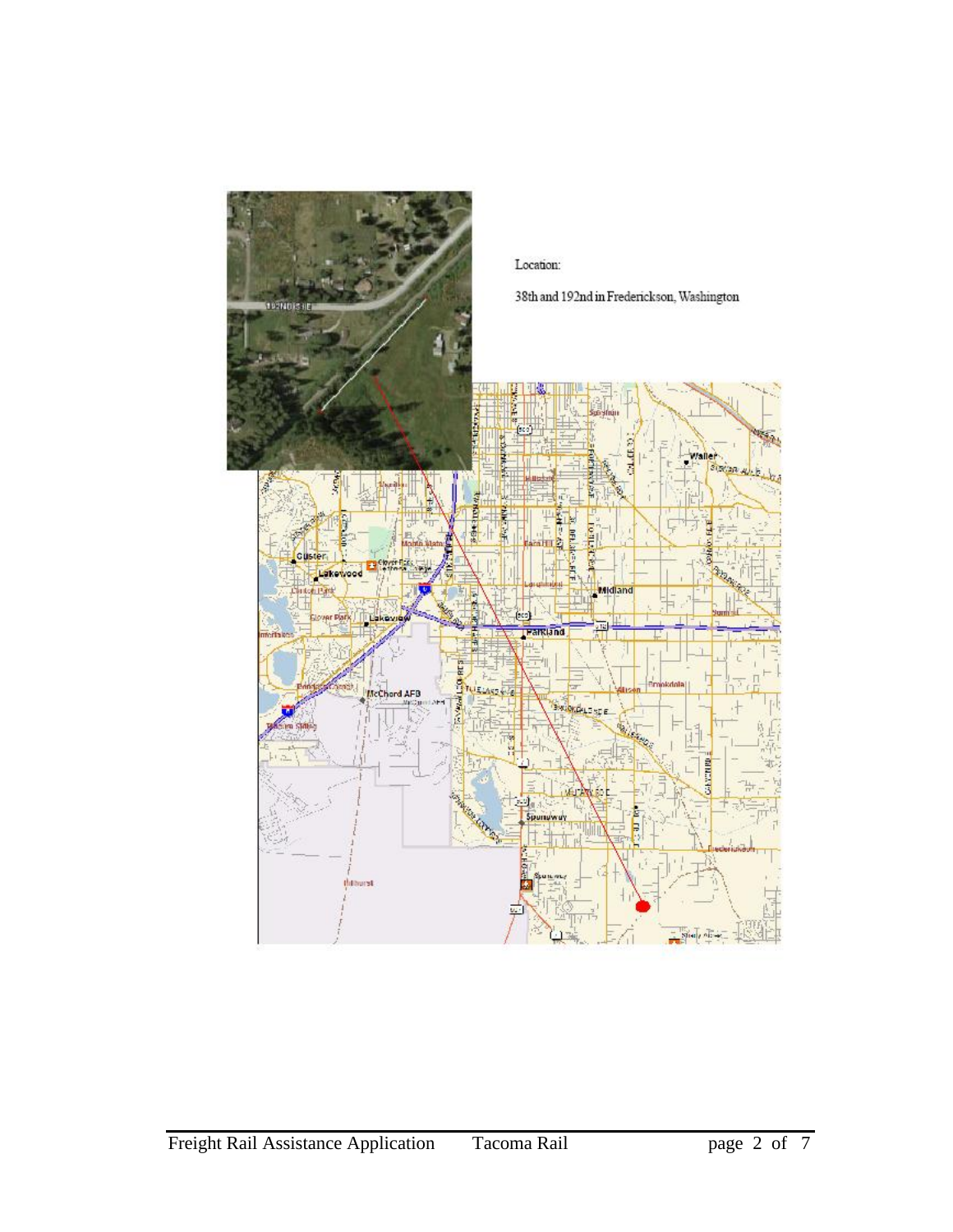Location:

38th and 192nd in Frederickson, Washington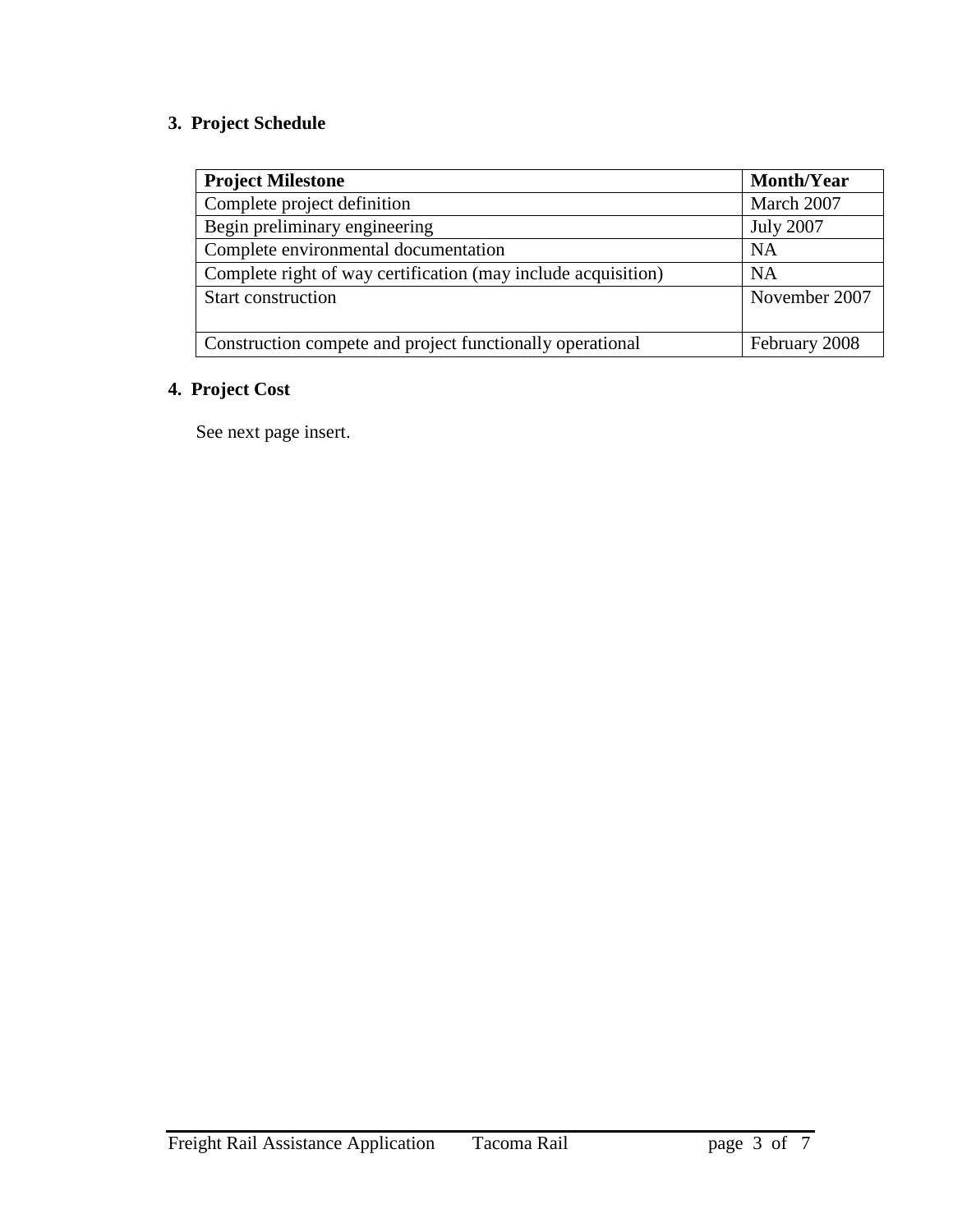## 3. Project Schedule

| Project Milestone | Month/Year |
| --- | --- |
| Complete project definition | March 2007 |
| Begin preliminary engineering | July 2007 |
| Complete environmental documentation | NA |
| Complete right of way certification (may include acquisition) | NA |
| Start construction | November 2007 |
| Construction compete and project functionally operational | February 2008 |

## 4. Project Cost

See next page insert.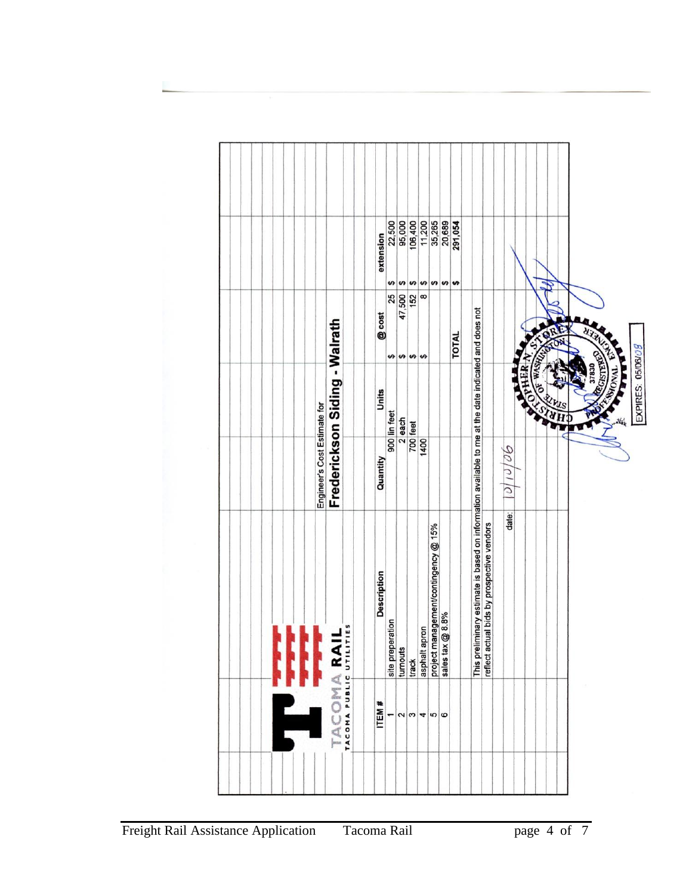TACOMA RAIL

TACOMA PUBLIC UTILITIES

Engineer's Cost Estimate for

## Frederickson Siding - Walrath

| ITEM # | Description | Quantity | Units | @ cost | extension |
|---|---|---|---|---|---|
| 1 | site preperation | 900 | lin feet | $ 25 | $ 22,500 |
| 2 | turnouts | 2 | each | $ 47,500 | $ 95,000 |
| 3 | track | 700 | feet | $ 152 | $ 106,400 |
| 4 | asphalt apron | 1400 | | $ 8 | $ 11,200 |
| 5 | project management/contingency @ 15% | | | | $ 35,265 |
| 6 | sales tax @ 8.8% | | | | $ 20,689 |
| | | | | TOTAL | $ 291,054 |

This preliminary estimate is based on information available to me at the date indicated and does not reflect actual bids by prospective vendors

date: 10/10/06

CHRISTOPHER N. STOREY
STATE OF WASHINGTON
37830
REGISTERED PROFESSIONAL ENGINEER

EXPIRES: 05/06/08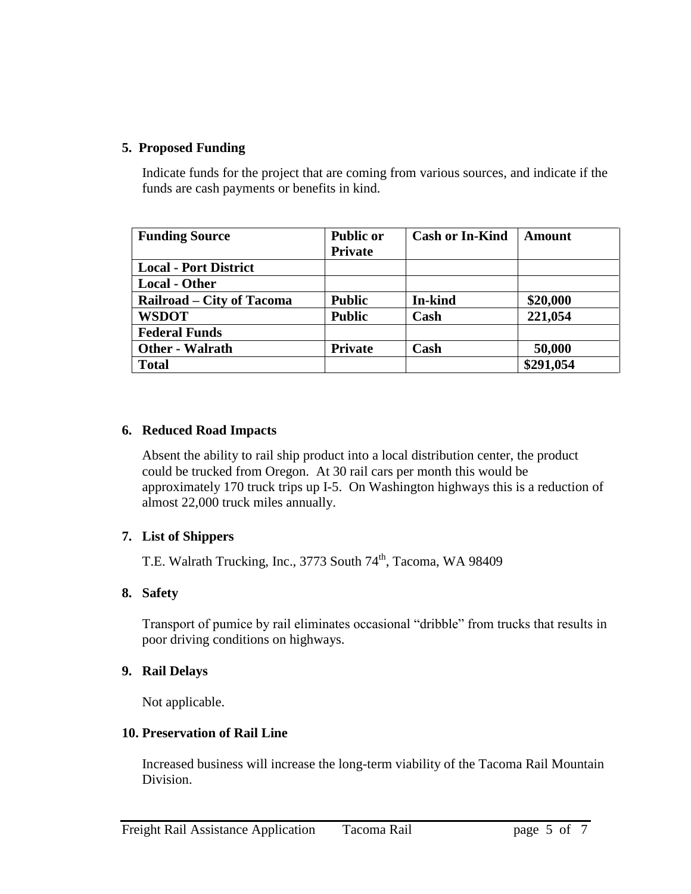## 5. Proposed Funding

Indicate funds for the project that are coming from various sources, and indicate if the funds are cash payments or benefits in kind.

| Funding Source | Public or Private | Cash or In-Kind | Amount |
|---|---|---|---|
| **Local - Port District** | | | |
| **Local - Other** | | | |
| **Railroad – City of Tacoma** | **Public** | **In-kind** | **$20,000** |
| **WSDOT** | **Public** | **Cash** | **221,054** |
| **Federal Funds** | | | |
| **Other - Walrath** | **Private** | **Cash** | **50,000** |
| **Total** | | | **$291,054** |

## 6. Reduced Road Impacts

Absent the ability to rail ship product into a local distribution center, the product could be trucked from Oregon. At 30 rail cars per month this would be approximately 170 truck trips up I-5. On Washington highways this is a reduction of almost 22,000 truck miles annually.

## 7. List of Shippers

T.E. Walrath Trucking, Inc., 3773 South 74th, Tacoma, WA 98409

## 8. Safety

Transport of pumice by rail eliminates occasional "dribble" from trucks that results in poor driving conditions on highways.

## 9. Rail Delays

Not applicable.

## 10. Preservation of Rail Line

Increased business will increase the long-term viability of the Tacoma Rail Mountain Division.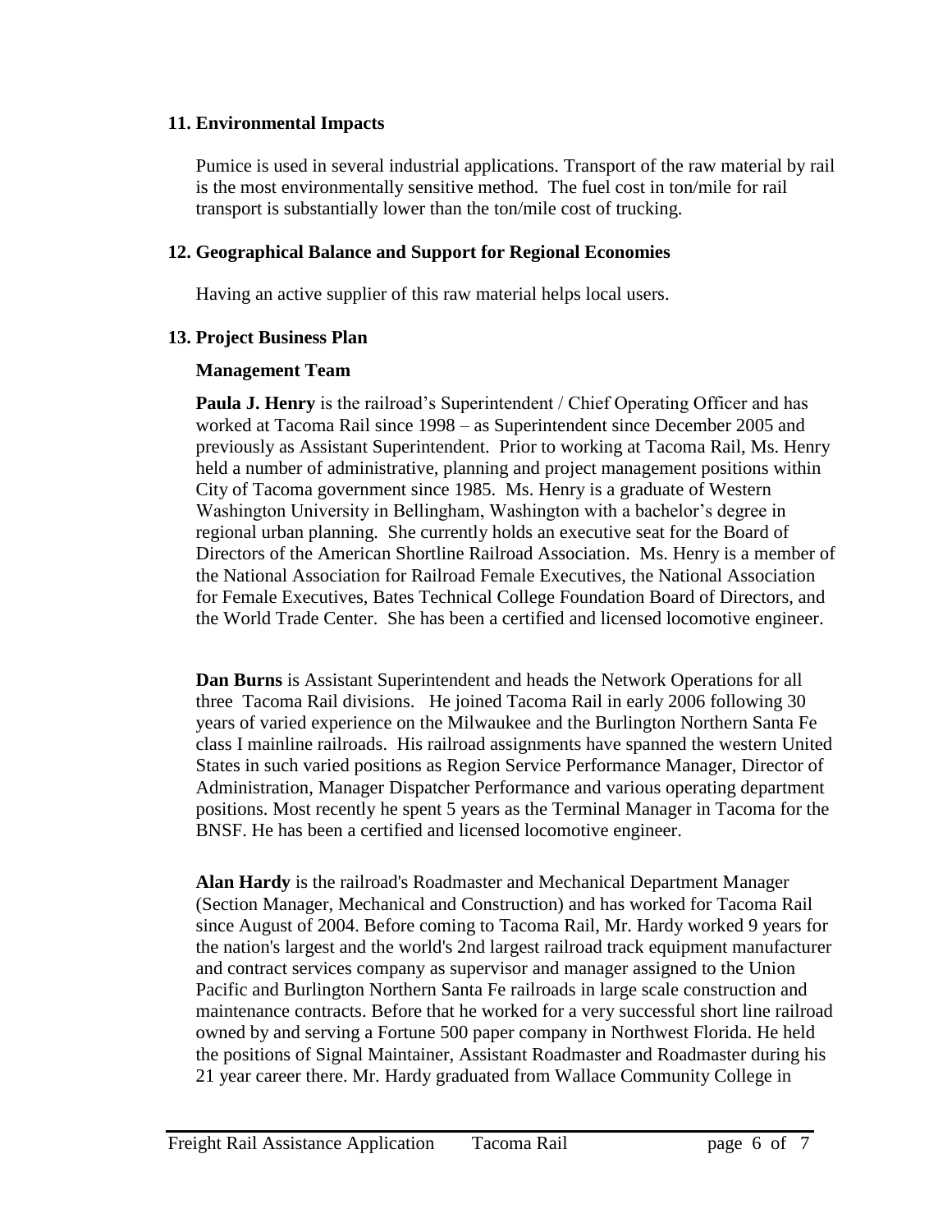## 11. Environmental Impacts

Pumice is used in several industrial applications. Transport of the raw material by rail is the most environmentally sensitive method. The fuel cost in ton/mile for rail transport is substantially lower than the ton/mile cost of trucking.

## 12. Geographical Balance and Support for Regional Economies

Having an active supplier of this raw material helps local users.

## 13. Project Business Plan

### Management Team

**Paula J. Henry** is the railroad's Superintendent / Chief Operating Officer and has worked at Tacoma Rail since 1998 – as Superintendent since December 2005 and previously as Assistant Superintendent. Prior to working at Tacoma Rail, Ms. Henry held a number of administrative, planning and project management positions within City of Tacoma government since 1985. Ms. Henry is a graduate of Western Washington University in Bellingham, Washington with a bachelor's degree in regional urban planning. She currently holds an executive seat for the Board of Directors of the American Shortline Railroad Association. Ms. Henry is a member of the National Association for Railroad Female Executives, the National Association for Female Executives, Bates Technical College Foundation Board of Directors, and the World Trade Center. She has been a certified and licensed locomotive engineer.

**Dan Burns** is Assistant Superintendent and heads the Network Operations for all three Tacoma Rail divisions. He joined Tacoma Rail in early 2006 following 30 years of varied experience on the Milwaukee and the Burlington Northern Santa Fe class I mainline railroads. His railroad assignments have spanned the western United States in such varied positions as Region Service Performance Manager, Director of Administration, Manager Dispatcher Performance and various operating department positions. Most recently he spent 5 years as the Terminal Manager in Tacoma for the BNSF. He has been a certified and licensed locomotive engineer.

**Alan Hardy** is the railroad's Roadmaster and Mechanical Department Manager (Section Manager, Mechanical and Construction) and has worked for Tacoma Rail since August of 2004. Before coming to Tacoma Rail, Mr. Hardy worked 9 years for the nation's largest and the world's 2nd largest railroad track equipment manufacturer and contract services company as supervisor and manager assigned to the Union Pacific and Burlington Northern Santa Fe railroads in large scale construction and maintenance contracts. Before that he worked for a very successful short line railroad owned by and serving a Fortune 500 paper company in Northwest Florida. He held the positions of Signal Maintainer, Assistant Roadmaster and Roadmaster during his 21 year career there. Mr. Hardy graduated from Wallace Community College in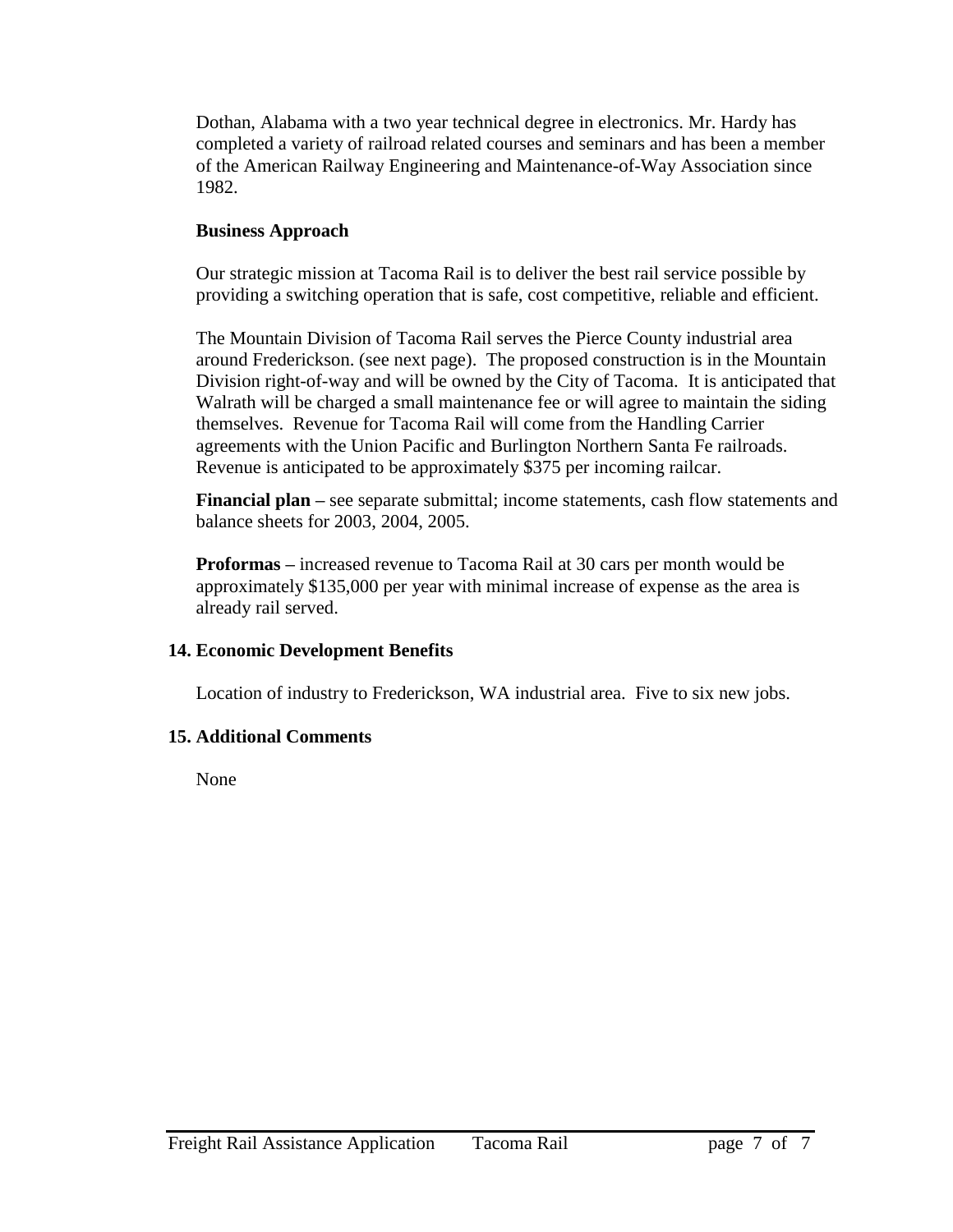Dothan, Alabama with a two year technical degree in electronics. Mr. Hardy has completed a variety of railroad related courses and seminars and has been a member of the American Railway Engineering and Maintenance-of-Way Association since 1982.

**Business Approach**

Our strategic mission at Tacoma Rail is to deliver the best rail service possible by providing a switching operation that is safe, cost competitive, reliable and efficient.

The Mountain Division of Tacoma Rail serves the Pierce County industrial area around Frederickson. (see next page). The proposed construction is in the Mountain Division right-of-way and will be owned by the City of Tacoma. It is anticipated that Walrath will be charged a small maintenance fee or will agree to maintain the siding themselves. Revenue for Tacoma Rail will come from the Handling Carrier agreements with the Union Pacific and Burlington Northern Santa Fe railroads. Revenue is anticipated to be approximately $375 per incoming railcar.

**Financial plan –** see separate submittal; income statements, cash flow statements and balance sheets for 2003, 2004, 2005.

**Proformas –** increased revenue to Tacoma Rail at 30 cars per month would be approximately $135,000 per year with minimal increase of expense as the area is already rail served.

## 14. Economic Development Benefits

Location of industry to Frederickson, WA industrial area. Five to six new jobs.

## 15. Additional Comments

None